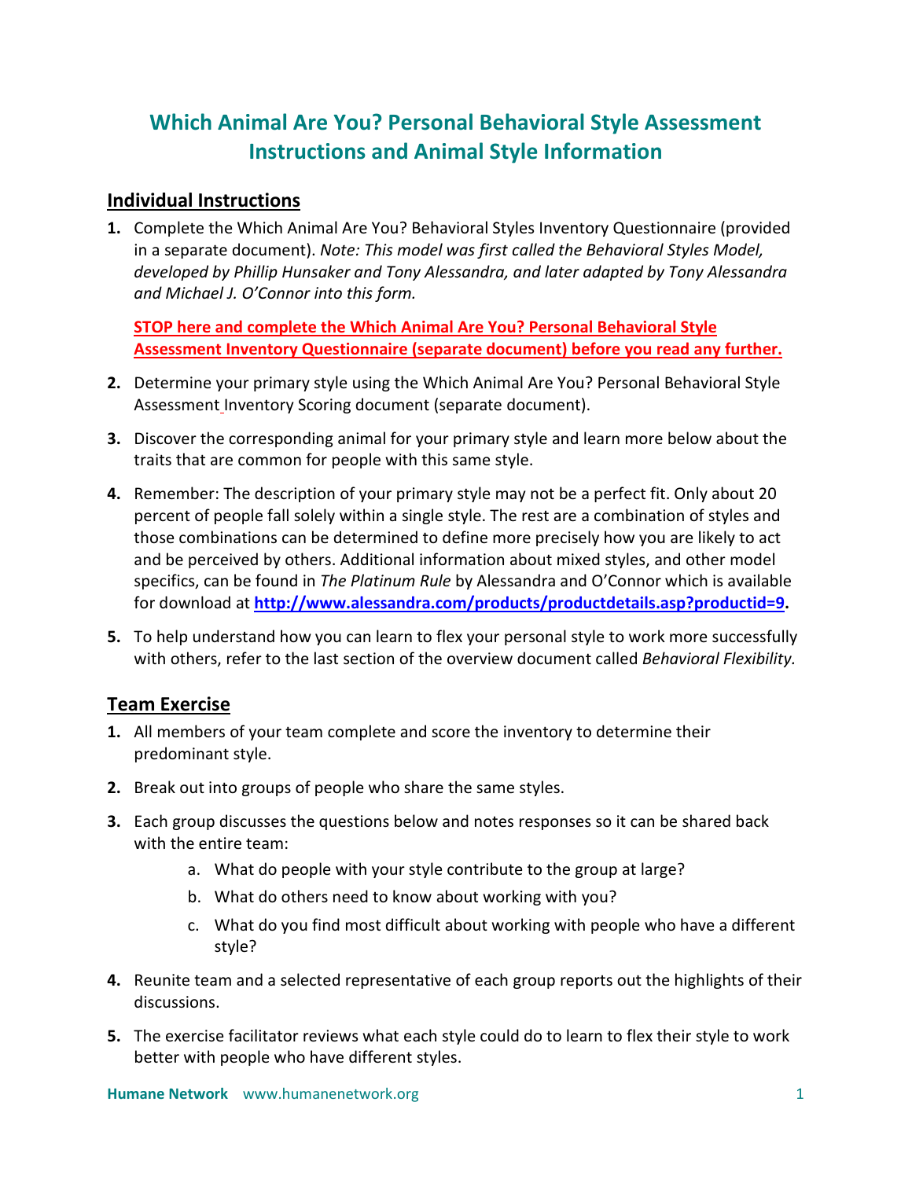# Which Animal Are You? Personal Behavioral Style Assessment Instructions and Animal Style Information

## Individual Instructions

1. Complete the Which Animal Are You? Behavioral Styles Inventory Questionnaire (provided in a separate document). *Note: This model was first called the Behavioral Styles Model, developed by Phillip Hunsaker and Tony Alessandra, and later adapted by Tony Alessandra and Michael J. O'Connor into this form.*

   **STOP here and complete the Which Animal Are You? Personal Behavioral Style Assessment Inventory Questionnaire (separate document) before you read any further.**

2. Determine your primary style using the Which Animal Are You? Personal Behavioral Style Assessment Inventory Scoring document (separate document).

3. Discover the corresponding animal for your primary style and learn more below about the traits that are common for people with this same style.

4. Remember: The description of your primary style may not be a perfect fit. Only about 20 percent of people fall solely within a single style. The rest are a combination of styles and those combinations can be determined to define more precisely how you are likely to act and be perceived by others. Additional information about mixed styles, and other model specifics, can be found in *The Platinum Rule* by Alessandra and O'Connor which is available for download at **http://www.alessandra.com/products/productdetails.asp?productid=9.**

5. To help understand how you can learn to flex your personal style to work more successfully with others, refer to the last section of the overview document called *Behavioral Flexibility.*

## Team Exercise

1. All members of your team complete and score the inventory to determine their predominant style.

2. Break out into groups of people who share the same styles.

3. Each group discusses the questions below and notes responses so it can be shared back with the entire team:
   a. What do people with your style contribute to the group at large?
   b. What do others need to know about working with you?
   c. What do you find most difficult about working with people who have a different style?

4. Reunite team and a selected representative of each group reports out the highlights of their discussions.

5. The exercise facilitator reviews what each style could do to learn to flex their style to work better with people who have different styles.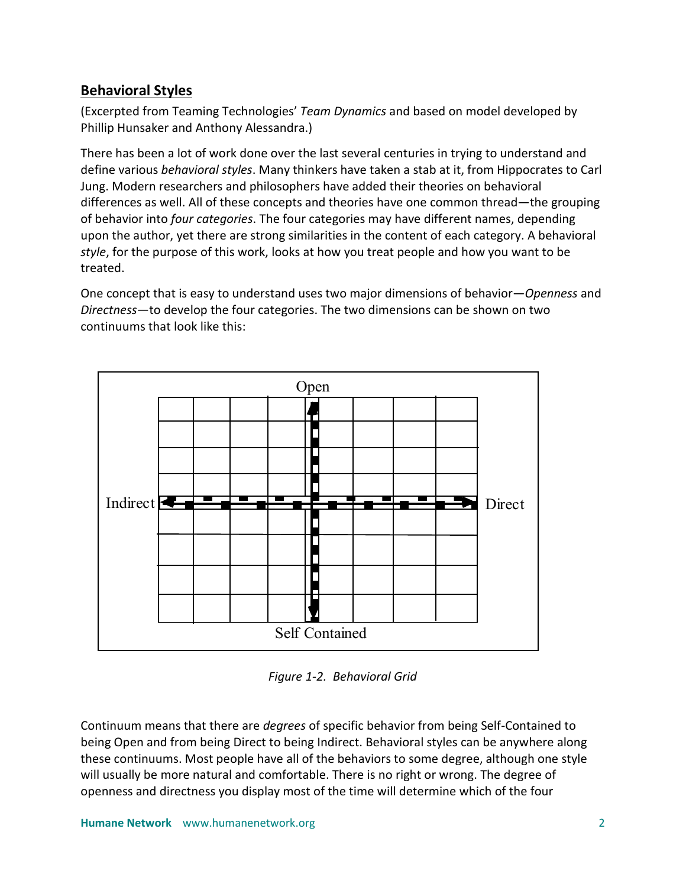## Behavioral Styles

(Excerpted from Teaming Technologies' *Team Dynamics* and based on model developed by Phillip Hunsaker and Anthony Alessandra.)

There has been a lot of work done over the last several centuries in trying to understand and define various *behavioral styles*. Many thinkers have taken a stab at it, from Hippocrates to Carl Jung. Modern researchers and philosophers have added their theories on behavioral differences as well. All of these concepts and theories have one common thread—the grouping of behavior into *four categories*. The four categories may have different names, depending upon the author, yet there are strong similarities in the content of each category. A behavioral *style*, for the purpose of this work, looks at how you treat people and how you want to be treated.

One concept that is easy to understand uses two major dimensions of behavior—*Openness* and *Directness*—to develop the four categories. The two dimensions can be shown on two continuums that look like this:

Open

Indirect — Direct

Self Contained

*Figure 1-2. Behavioral Grid*

Continuum means that there are *degrees* of specific behavior from being Self-Contained to being Open and from being Direct to being Indirect. Behavioral styles can be anywhere along these continuums. Most people have all of the behaviors to some degree, although one style will usually be more natural and comfortable. There is no right or wrong. The degree of openness and directness you display most of the time will determine which of the four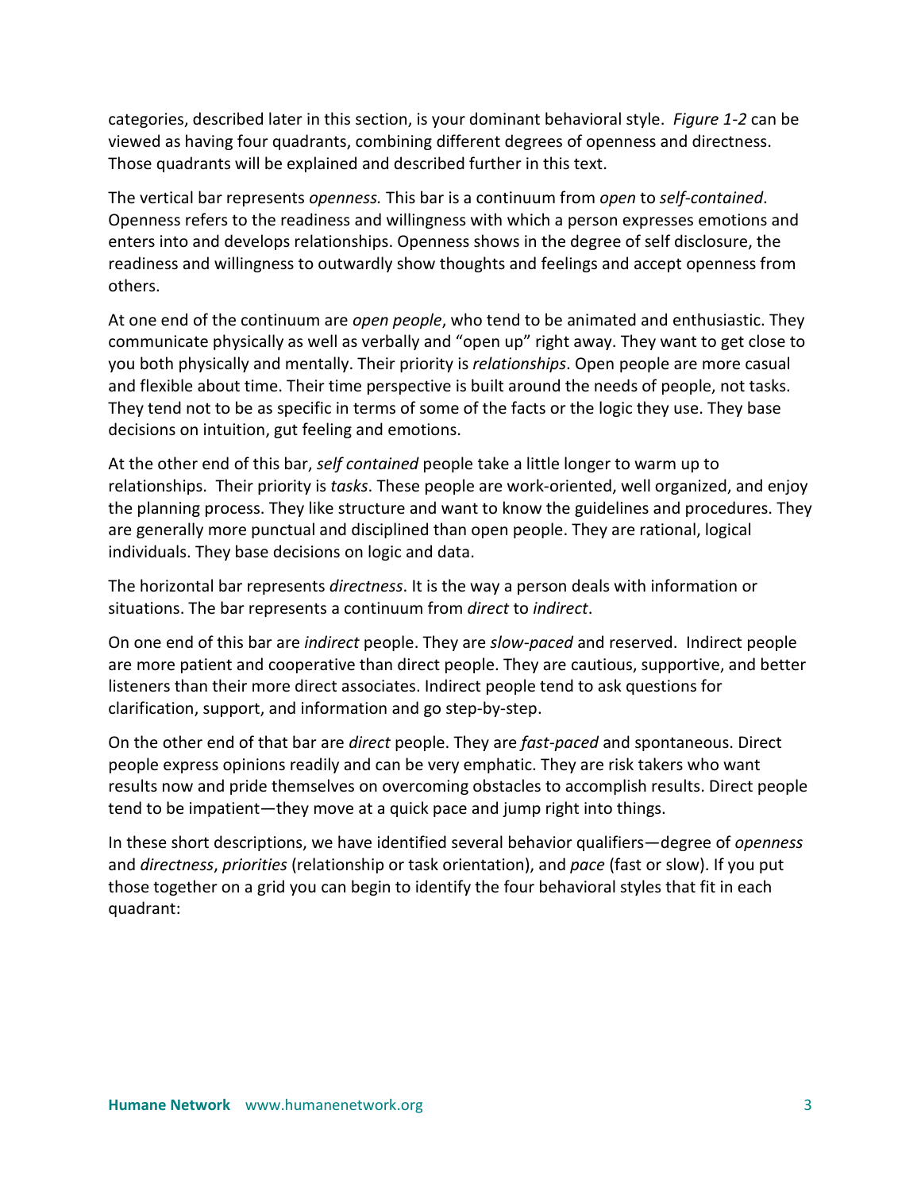categories, described later in this section, is your dominant behavioral style. *Figure 1-2* can be viewed as having four quadrants, combining different degrees of openness and directness. Those quadrants will be explained and described further in this text.

The vertical bar represents *openness.* This bar is a continuum from *open* to *self-contained*. Openness refers to the readiness and willingness with which a person expresses emotions and enters into and develops relationships. Openness shows in the degree of self disclosure, the readiness and willingness to outwardly show thoughts and feelings and accept openness from others.

At one end of the continuum are *open people*, who tend to be animated and enthusiastic. They communicate physically as well as verbally and "open up" right away. They want to get close to you both physically and mentally. Their priority is *relationships*. Open people are more casual and flexible about time. Their time perspective is built around the needs of people, not tasks. They tend not to be as specific in terms of some of the facts or the logic they use. They base decisions on intuition, gut feeling and emotions.

At the other end of this bar, *self contained* people take a little longer to warm up to relationships. Their priority is *tasks*. These people are work-oriented, well organized, and enjoy the planning process. They like structure and want to know the guidelines and procedures. They are generally more punctual and disciplined than open people. They are rational, logical individuals. They base decisions on logic and data.

The horizontal bar represents *directness*. It is the way a person deals with information or situations. The bar represents a continuum from *direct* to *indirect*.

On one end of this bar are *indirect* people. They are *slow-paced* and reserved. Indirect people are more patient and cooperative than direct people. They are cautious, supportive, and better listeners than their more direct associates. Indirect people tend to ask questions for clarification, support, and information and go step-by-step.

On the other end of that bar are *direct* people. They are *fast-paced* and spontaneous. Direct people express opinions readily and can be very emphatic. They are risk takers who want results now and pride themselves on overcoming obstacles to accomplish results. Direct people tend to be impatient—they move at a quick pace and jump right into things.

In these short descriptions, we have identified several behavior qualifiers—degree of *openness* and *directness*, *priorities* (relationship or task orientation), and *pace* (fast or slow). If you put those together on a grid you can begin to identify the four behavioral styles that fit in each quadrant: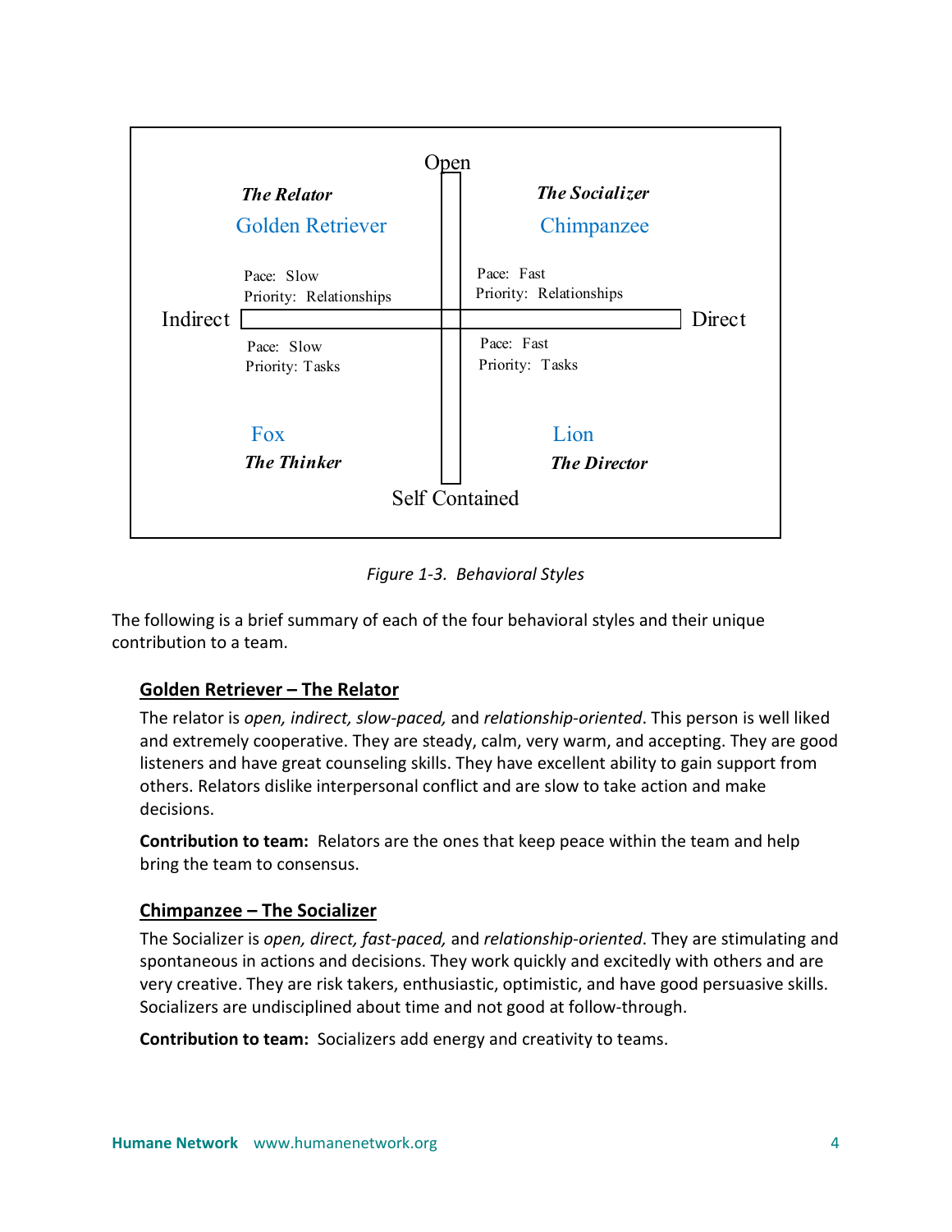| | Open | |
|---|---|---|
| ***The Relator*** <br> Golden Retriever <br><br> Pace: Slow <br> Priority: Relationships | | ***The Socializer*** <br> Chimpanzee <br><br> Pace: Fast <br> Priority: Relationships |
| **Indirect** | | **Direct** |
| Pace: Slow <br> Priority: Tasks <br><br> Fox <br> ***The Thinker*** | | Pace: Fast <br> Priority: Tasks <br><br> Lion <br> ***The Director*** |
| | Self Contained | |

*Figure 1-3. Behavioral Styles*

The following is a brief summary of each of the four behavioral styles and their unique contribution to a team.

## Golden Retriever – The Relator

The relator is *open, indirect, slow-paced,* and *relationship-oriented*. This person is well liked and extremely cooperative. They are steady, calm, very warm, and accepting. They are good listeners and have great counseling skills. They have excellent ability to gain support from others. Relators dislike interpersonal conflict and are slow to take action and make decisions.

**Contribution to team:** Relators are the ones that keep peace within the team and help bring the team to consensus.

## Chimpanzee – The Socializer

The Socializer is *open, direct, fast-paced,* and *relationship-oriented*. They are stimulating and spontaneous in actions and decisions. They work quickly and excitedly with others and are very creative. They are risk takers, enthusiastic, optimistic, and have good persuasive skills. Socializers are undisciplined about time and not good at follow-through.

**Contribution to team:** Socializers add energy and creativity to teams.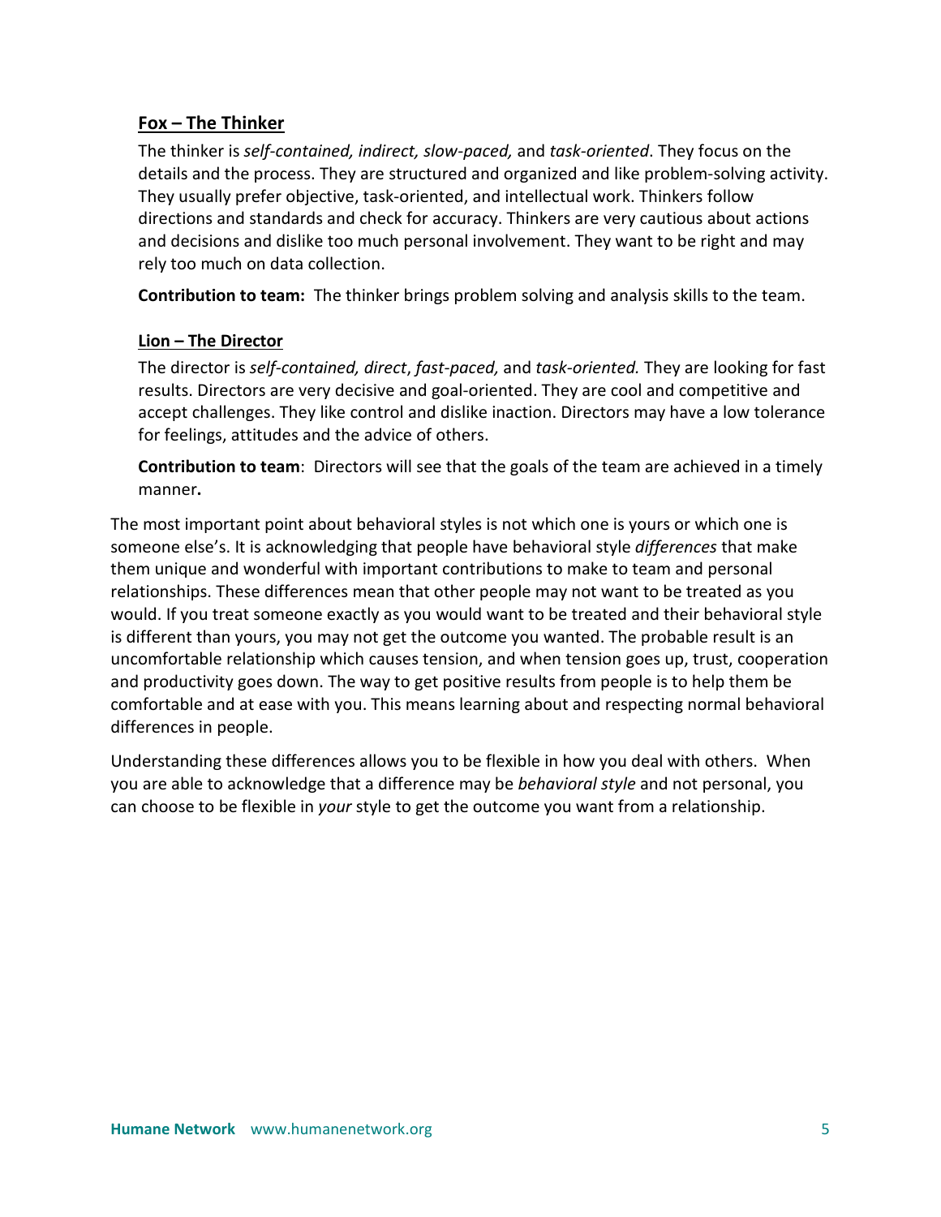### Fox – The Thinker

The thinker is *self-contained, indirect, slow-paced,* and *task-oriented*. They focus on the details and the process. They are structured and organized and like problem-solving activity. They usually prefer objective, task-oriented, and intellectual work. Thinkers follow directions and standards and check for accuracy. Thinkers are very cautious about actions and decisions and dislike too much personal involvement. They want to be right and may rely too much on data collection.

**Contribution to team:** The thinker brings problem solving and analysis skills to the team.

### Lion – The Director

The director is *self-contained, direct*, *fast-paced,* and *task-oriented.* They are looking for fast results. Directors are very decisive and goal-oriented. They are cool and competitive and accept challenges. They like control and dislike inaction. Directors may have a low tolerance for feelings, attitudes and the advice of others.

**Contribution to team**: Directors will see that the goals of the team are achieved in a timely manner**.**

The most important point about behavioral styles is not which one is yours or which one is someone else's. It is acknowledging that people have behavioral style *differences* that make them unique and wonderful with important contributions to make to team and personal relationships. These differences mean that other people may not want to be treated as you would. If you treat someone exactly as you would want to be treated and their behavioral style is different than yours, you may not get the outcome you wanted. The probable result is an uncomfortable relationship which causes tension, and when tension goes up, trust, cooperation and productivity goes down. The way to get positive results from people is to help them be comfortable and at ease with you. This means learning about and respecting normal behavioral differences in people.

Understanding these differences allows you to be flexible in how you deal with others. When you are able to acknowledge that a difference may be *behavioral style* and not personal, you can choose to be flexible in *your* style to get the outcome you want from a relationship.